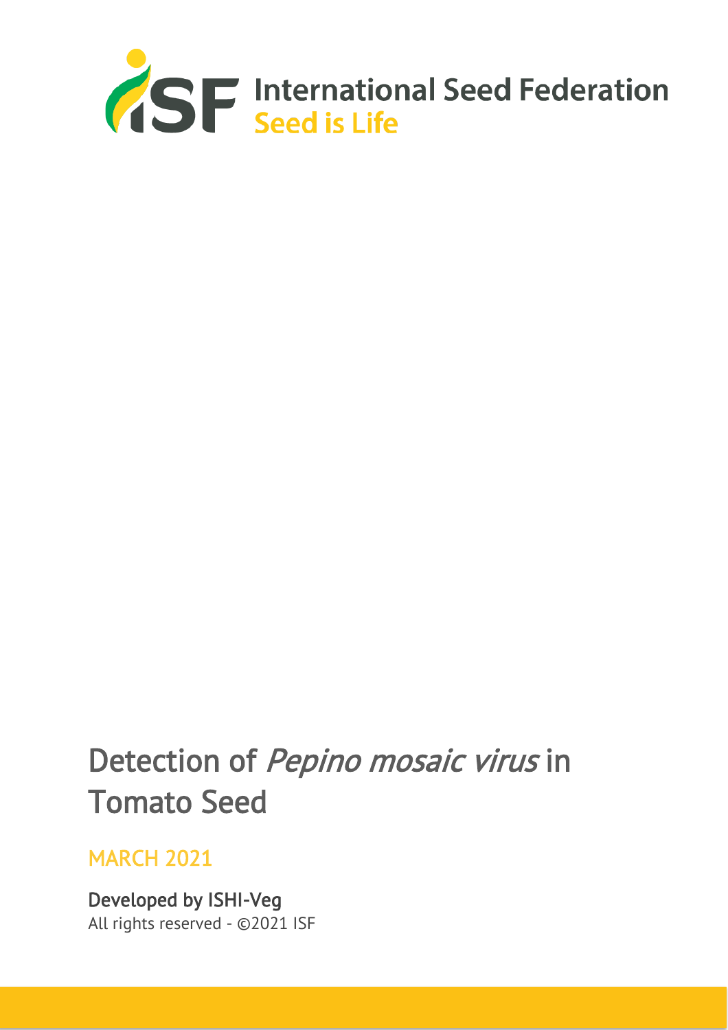International Seed Federation
Seed is Life

# Detection of *Pepino mosaic virus* in Tomato Seed

MARCH 2021

Developed by ISHI-Veg

All rights reserved - ©2021 ISF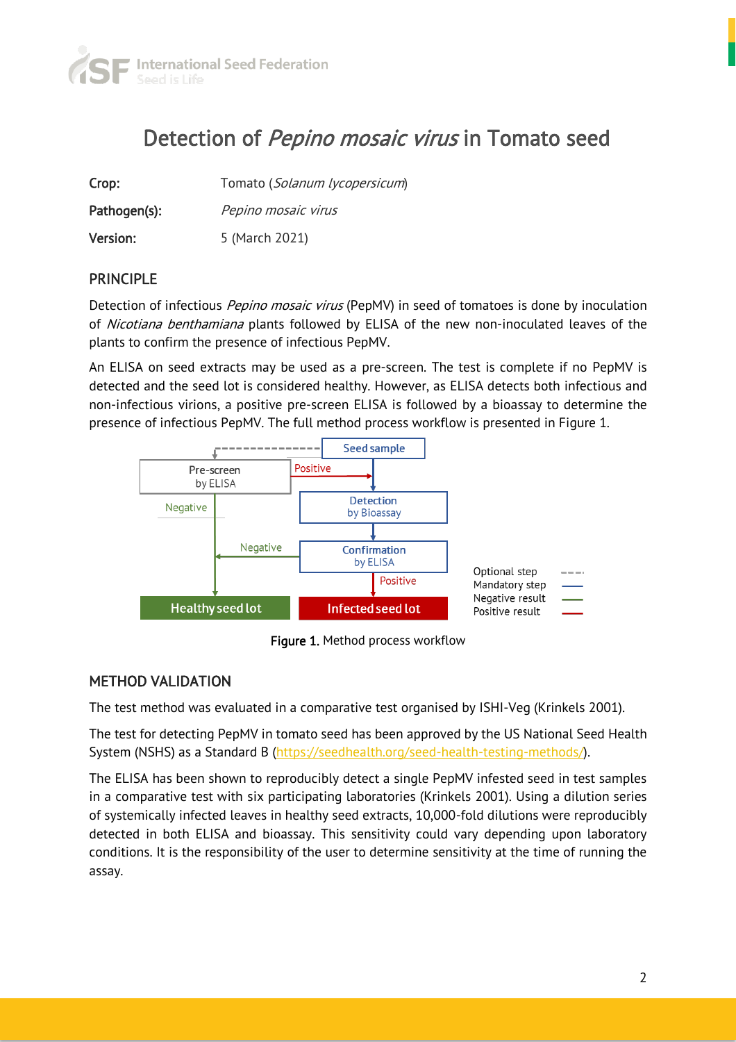# Detection of *Pepino mosaic virus* in Tomato seed

**Crop:** Tomato (*Solanum lycopersicum*)

**Pathogen(s):** *Pepino mosaic virus*

**Version:** 5 (March 2021)

## PRINCIPLE

Detection of infectious *Pepino mosaic virus* (PepMV) in seed of tomatoes is done by inoculation of *Nicotiana benthamiana* plants followed by ELISA of the new non-inoculated leaves of the plants to confirm the presence of infectious PepMV.

An ELISA on seed extracts may be used as a pre-screen. The test is complete if no PepMV is detected and the seed lot is considered healthy. However, as ELISA detects both infectious and non-infectious virions, a positive pre-screen ELISA is followed by a bioassay to determine the presence of infectious PepMV. The full method process workflow is presented in Figure 1.

Seed sample → Pre-screen by ELISA (optional step)
- Pre-screen by ELISA: Negative → Healthy seed lot; Positive → Detection by Bioassay

Seed sample → Detection by Bioassay → Confirmation by ELISA
- Confirmation by ELISA: Negative → Healthy seed lot; Positive → Infected seed lot

Legend: Optional step (dashed grey line); Mandatory step (blue line); Negative result (green line); Positive result (red line)

**Figure 1.** Method process workflow

## METHOD VALIDATION

The test method was evaluated in a comparative test organised by ISHI-Veg (Krinkels 2001).

The test for detecting PepMV in tomato seed has been approved by the US National Seed Health System (NSHS) as a Standard B (https://seedhealth.org/seed-health-testing-methods/).

The ELISA has been shown to reproducibly detect a single PepMV infested seed in test samples in a comparative test with six participating laboratories (Krinkels 2001). Using a dilution series of systemically infected leaves in healthy seed extracts, 10,000-fold dilutions were reproducibly detected in both ELISA and bioassay. This sensitivity could vary depending upon laboratory conditions. It is the responsibility of the user to determine sensitivity at the time of running the assay.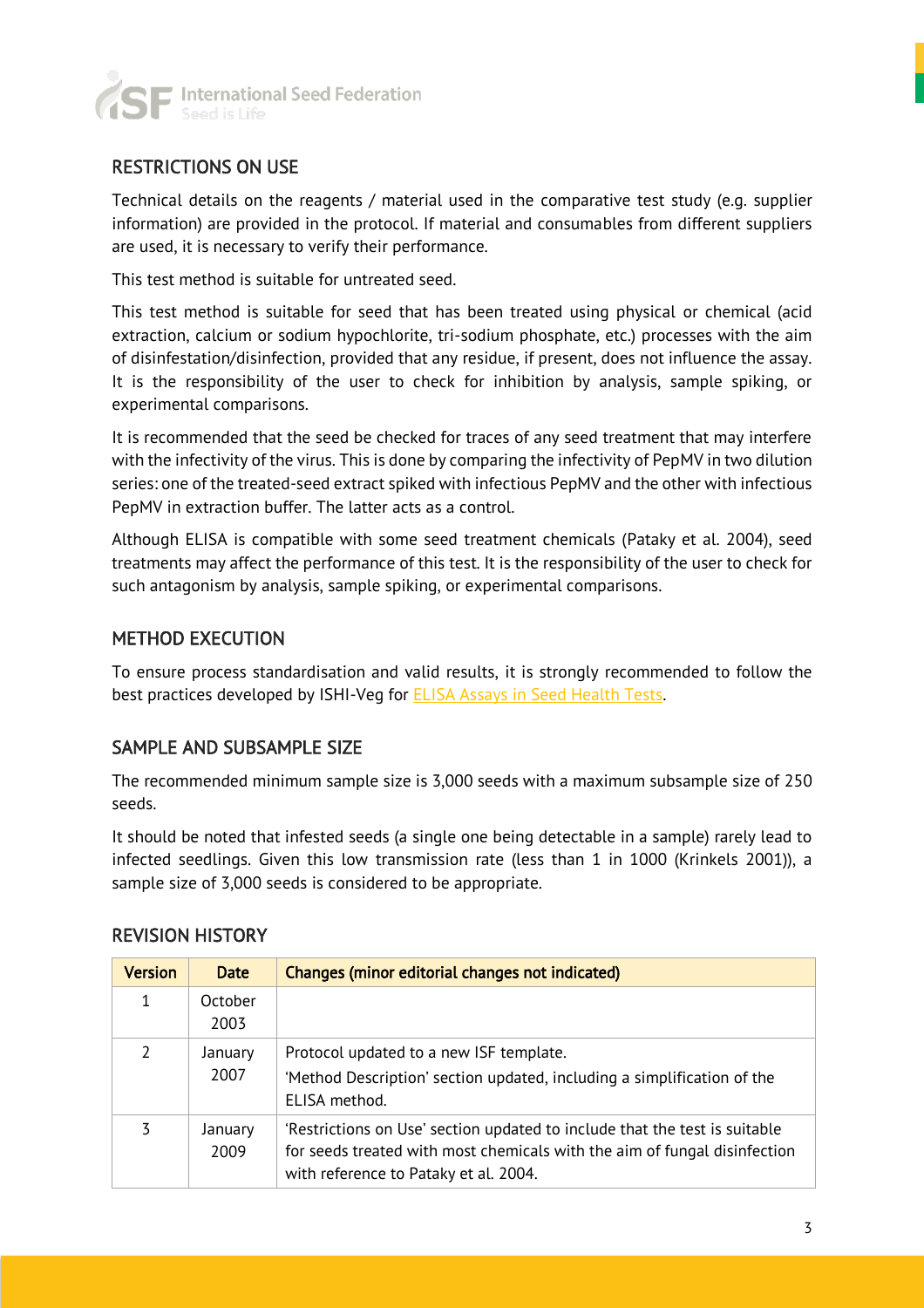## RESTRICTIONS ON USE

Technical details on the reagents / material used in the comparative test study (e.g. supplier information) are provided in the protocol. If material and consumables from different suppliers are used, it is necessary to verify their performance.

This test method is suitable for untreated seed.

This test method is suitable for seed that has been treated using physical or chemical (acid extraction, calcium or sodium hypochlorite, tri-sodium phosphate, etc.) processes with the aim of disinfestation/disinfection, provided that any residue, if present, does not influence the assay. It is the responsibility of the user to check for inhibition by analysis, sample spiking, or experimental comparisons.

It is recommended that the seed be checked for traces of any seed treatment that may interfere with the infectivity of the virus. This is done by comparing the infectivity of PepMV in two dilution series: one of the treated-seed extract spiked with infectious PepMV and the other with infectious PepMV in extraction buffer. The latter acts as a control.

Although ELISA is compatible with some seed treatment chemicals (Pataky et al. 2004), seed treatments may affect the performance of this test. It is the responsibility of the user to check for such antagonism by analysis, sample spiking, or experimental comparisons.

## METHOD EXECUTION

To ensure process standardisation and valid results, it is strongly recommended to follow the best practices developed by ISHI-Veg for ELISA Assays in Seed Health Tests.

## SAMPLE AND SUBSAMPLE SIZE

The recommended minimum sample size is 3,000 seeds with a maximum subsample size of 250 seeds.

It should be noted that infested seeds (a single one being detectable in a sample) rarely lead to infected seedlings. Given this low transmission rate (less than 1 in 1000 (Krinkels 2001)), a sample size of 3,000 seeds is considered to be appropriate.

## REVISION HISTORY

| Version | Date | Changes (minor editorial changes not indicated) |
|---|---|---|
| 1 | October 2003 | |
| 2 | January 2007 | Protocol updated to a new ISF template.<br>'Method Description' section updated, including a simplification of the ELISA method. |
| 3 | January 2009 | 'Restrictions on Use' section updated to include that the test is suitable for seeds treated with most chemicals with the aim of fungal disinfection with reference to Pataky et al. 2004. |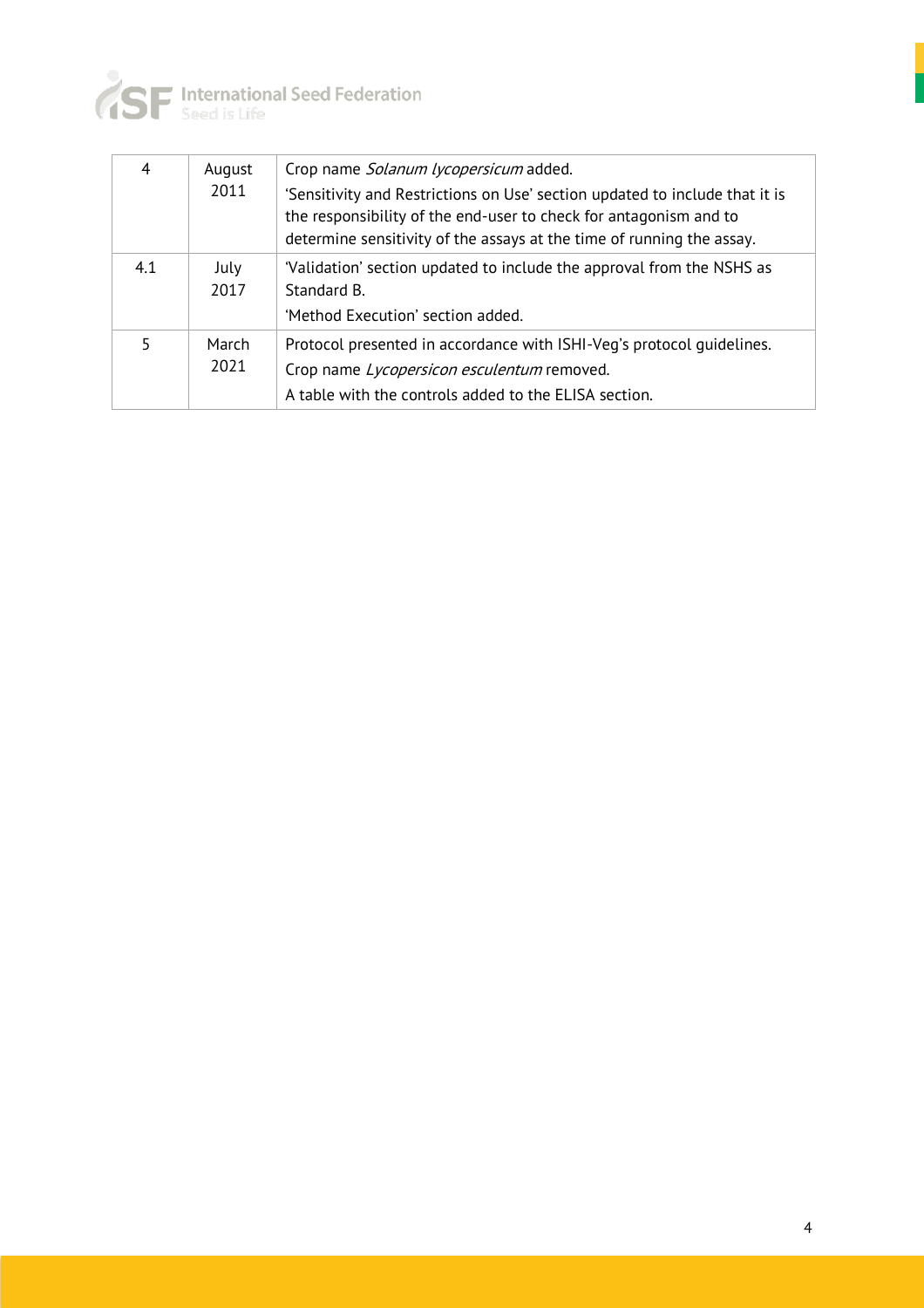| | | |
|---|---|---|
| 4 | August 2011 | Crop name *Solanum lycopersicum* added.<br>'Sensitivity and Restrictions on Use' section updated to include that it is the responsibility of the end-user to check for antagonism and to determine sensitivity of the assays at the time of running the assay. |
| 4.1 | July 2017 | 'Validation' section updated to include the approval from the NSHS as Standard B.<br>'Method Execution' section added. |
| 5 | March 2021 | Protocol presented in accordance with ISHI-Veg's protocol guidelines.<br>Crop name *Lycopersicon esculentum* removed.<br>A table with the controls added to the ELISA section. |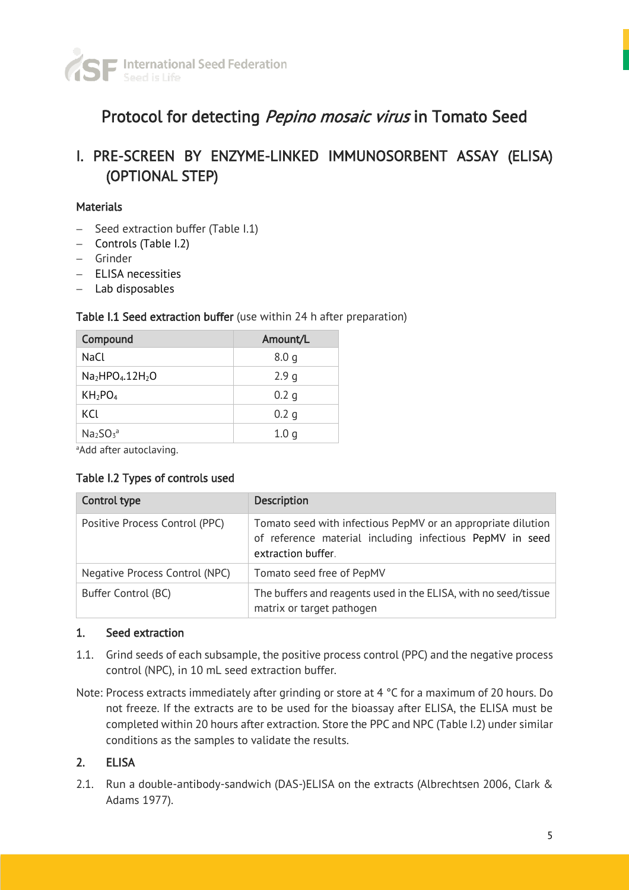# Protocol for detecting *Pepino mosaic virus* in Tomato Seed

## I. PRE-SCREEN BY ENZYME-LINKED IMMUNOSORBENT ASSAY (ELISA) (OPTIONAL STEP)

### Materials

- Seed extraction buffer (Table I.1)
- Controls (Table I.2)
- Grinder
- ELISA necessities
- Lab disposables

**Table I.1 Seed extraction buffer** (use within 24 h after preparation)

| Compound | Amount/L |
|---|---|
| NaCl | 8.0 g |
| $Na_2HPO_4.12H_2O$ | 2.9 g |
| $KH_2PO_4$ | 0.2 g |
| KCl | 0.2 g |
| $Na_2SO_3$[a] | 1.0 g |

[a]Add after autoclaving.

**Table I.2 Types of controls used**

| Control type | Description |
|---|---|
| Positive Process Control (PPC) | Tomato seed with infectious PepMV or an appropriate dilution of reference material including infectious PepMV in seed extraction buffer. |
| Negative Process Control (NPC) | Tomato seed free of PepMV |
| Buffer Control (BC) | The buffers and reagents used in the ELISA, with no seed/tissue matrix or target pathogen |

### 1. Seed extraction

1.1. Grind seeds of each subsample, the positive process control (PPC) and the negative process control (NPC), in 10 mL seed extraction buffer.

Note: Process extracts immediately after grinding or store at 4 °C for a maximum of 20 hours. Do not freeze. If the extracts are to be used for the bioassay after ELISA, the ELISA must be completed within 20 hours after extraction. Store the PPC and NPC (Table I.2) under similar conditions as the samples to validate the results.

### 2. ELISA

2.1. Run a double-antibody-sandwich (DAS-)ELISA on the extracts (Albrechtsen 2006, Clark & Adams 1977).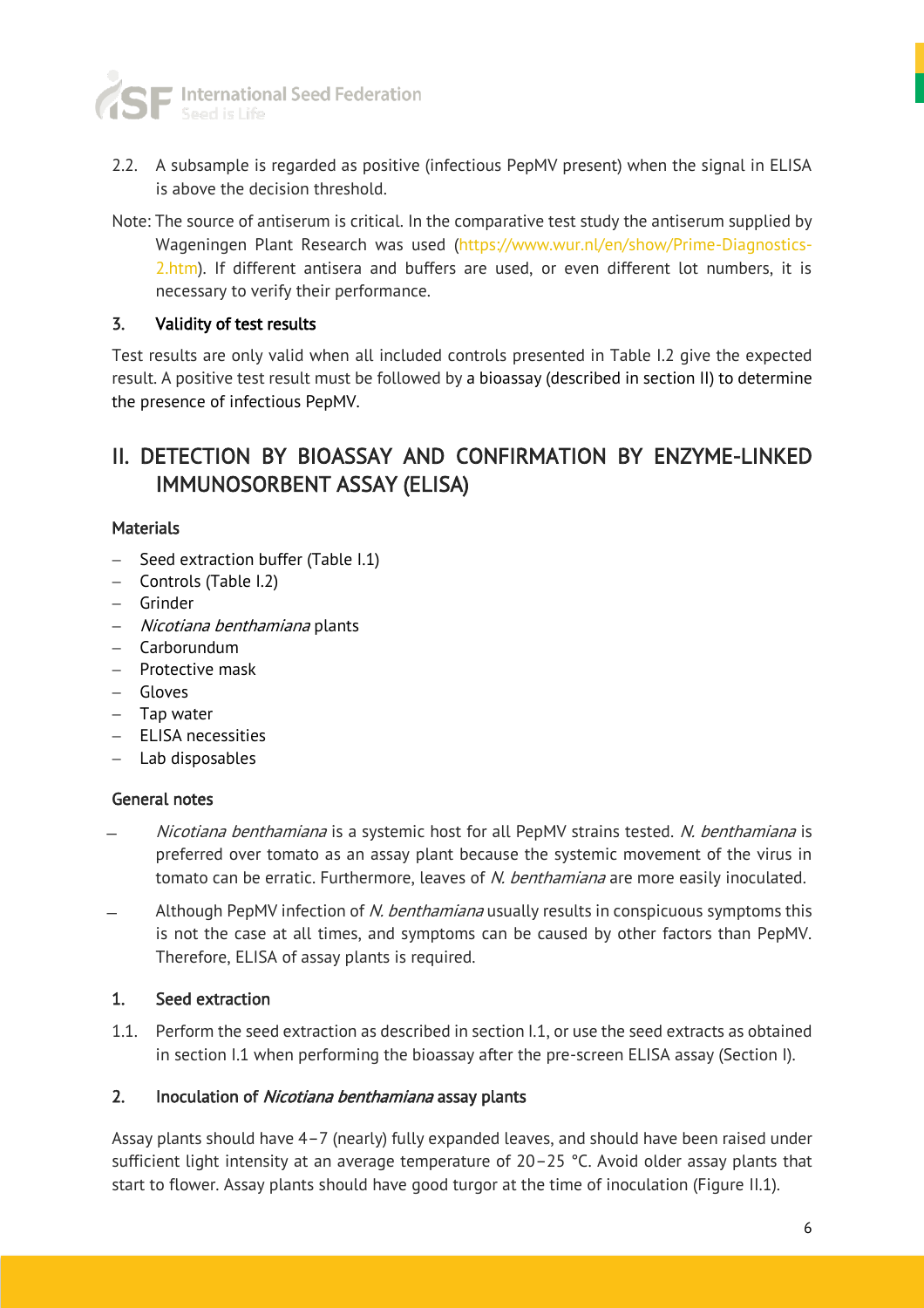2.2. A subsample is regarded as positive (infectious PepMV present) when the signal in ELISA is above the decision threshold.

Note: The source of antiserum is critical. In the comparative test study the antiserum supplied by Wageningen Plant Research was used (https://www.wur.nl/en/show/Prime-Diagnostics-2.htm). If different antisera and buffers are used, or even different lot numbers, it is necessary to verify their performance.

### 3. Validity of test results

Test results are only valid when all included controls presented in Table I.2 give the expected result. A positive test result must be followed by a bioassay (described in section II) to determine the presence of infectious PepMV.

## II. DETECTION BY BIOASSAY AND CONFIRMATION BY ENZYME-LINKED IMMUNOSORBENT ASSAY (ELISA)

### Materials

- Seed extraction buffer (Table I.1)
- Controls (Table I.2)
- Grinder
- *Nicotiana benthamiana* plants
- Carborundum
- Protective mask
- Gloves
- Tap water
- ELISA necessities
- Lab disposables

### General notes

- *Nicotiana benthamiana* is a systemic host for all PepMV strains tested. *N. benthamiana* is preferred over tomato as an assay plant because the systemic movement of the virus in tomato can be erratic. Furthermore, leaves of *N. benthamiana* are more easily inoculated.
- Although PepMV infection of *N. benthamiana* usually results in conspicuous symptoms this is not the case at all times, and symptoms can be caused by other factors than PepMV. Therefore, ELISA of assay plants is required.

### 1. Seed extraction

1.1. Perform the seed extraction as described in section I.1, or use the seed extracts as obtained in section I.1 when performing the bioassay after the pre-screen ELISA assay (Section I).

### 2. Inoculation of *Nicotiana benthamiana* assay plants

Assay plants should have 4–7 (nearly) fully expanded leaves, and should have been raised under sufficient light intensity at an average temperature of 20–25 °C. Avoid older assay plants that start to flower. Assay plants should have good turgor at the time of inoculation (Figure II.1).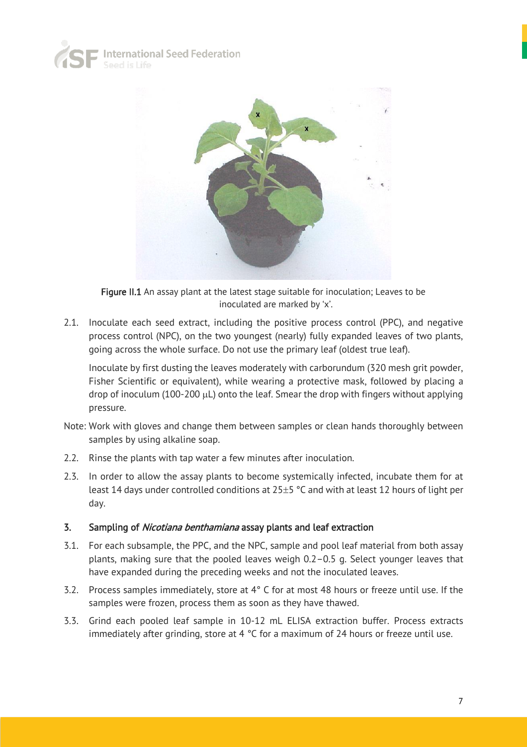Figure II.1 An assay plant at the latest stage suitable for inoculation; Leaves to be inoculated are marked by 'x'.

2.1. Inoculate each seed extract, including the positive process control (PPC), and negative process control (NPC), on the two youngest (nearly) fully expanded leaves of two plants, going across the whole surface. Do not use the primary leaf (oldest true leaf).

Inoculate by first dusting the leaves moderately with carborundum (320 mesh grit powder, Fisher Scientific or equivalent), while wearing a protective mask, followed by placing a drop of inoculum (100-200 μL) onto the leaf. Smear the drop with fingers without applying pressure.

Note: Work with gloves and change them between samples or clean hands thoroughly between samples by using alkaline soap.

2.2. Rinse the plants with tap water a few minutes after inoculation.

2.3. In order to allow the assay plants to become systemically infected, incubate them for at least 14 days under controlled conditions at 25±5 °C and with at least 12 hours of light per day.

## 3. Sampling of *Nicotiana benthamiana* assay plants and leaf extraction

3.1. For each subsample, the PPC, and the NPC, sample and pool leaf material from both assay plants, making sure that the pooled leaves weigh 0.2–0.5 g. Select younger leaves that have expanded during the preceding weeks and not the inoculated leaves.

3.2. Process samples immediately, store at 4° C for at most 48 hours or freeze until use. If the samples were frozen, process them as soon as they have thawed.

3.3. Grind each pooled leaf sample in 10-12 mL ELISA extraction buffer. Process extracts immediately after grinding, store at 4 °C for a maximum of 24 hours or freeze until use.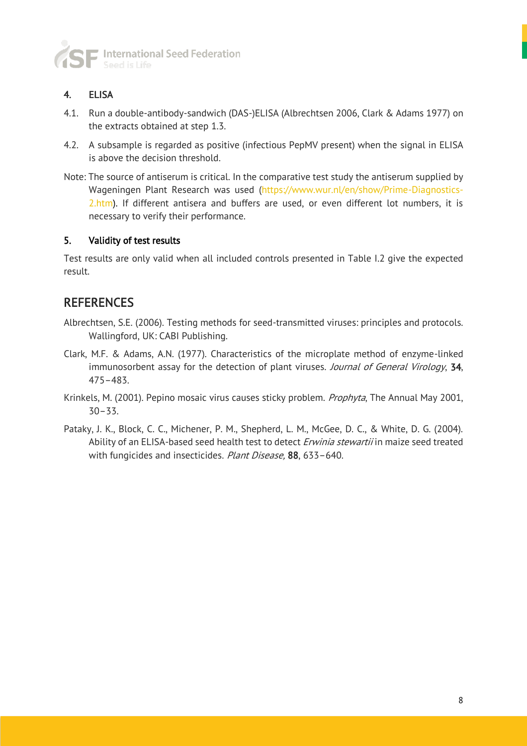## 4. ELISA

4.1. Run a double-antibody-sandwich (DAS-)ELISA (Albrechtsen 2006, Clark & Adams 1977) on the extracts obtained at step 1.3.

4.2. A subsample is regarded as positive (infectious PepMV present) when the signal in ELISA is above the decision threshold.

Note: The source of antiserum is critical. In the comparative test study the antiserum supplied by Wageningen Plant Research was used (https://www.wur.nl/en/show/Prime-Diagnostics-2.htm). If different antisera and buffers are used, or even different lot numbers, it is necessary to verify their performance.

## 5. Validity of test results

Test results are only valid when all included controls presented in Table I.2 give the expected result.

# REFERENCES

Albrechtsen, S.E. (2006). Testing methods for seed-transmitted viruses: principles and protocols. Wallingford, UK: CABI Publishing.

Clark, M.F. & Adams, A.N. (1977). Characteristics of the microplate method of enzyme-linked immunosorbent assay for the detection of plant viruses. *Journal of General Virology*, **34**, 475–483.

Krinkels, M. (2001). Pepino mosaic virus causes sticky problem. *Prophyta*, The Annual May 2001, 30–33.

Pataky, J. K., Block, C. C., Michener, P. M., Shepherd, L. M., McGee, D. C., & White, D. G. (2004). Ability of an ELISA-based seed health test to detect *Erwinia stewartii* in maize seed treated with fungicides and insecticides. *Plant Disease,* **88**, 633–640.